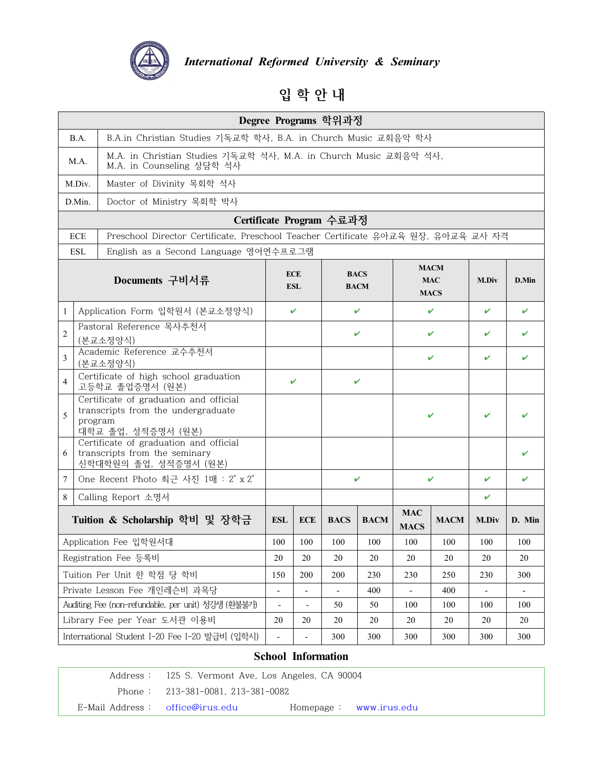***International Reformed University & Seminary***

# 입 학 안 내

| Degree Programs 학위과정 | |
|---|---|
| B.A. | B.A.in Christian Studies 기독교학 학사, B.A. in Church Music 교회음악 학사 |
| M.A. | M.A. in Christian Studies 기독교학 석사, M.A. in Church Music 교회음악 석사, M.A. in Counseling 상담학 석사 |
| M.Div. | Master of Divinity 목회학 석사 |
| D.Min. | Doctor of Ministry 목회학 박사 |
| **Certificate Program 수료과정** | |
| ECE | Preschool Director Certificate, Preschool Teacher Certificate 유아교육 원장, 유아교육 교사 자격 |
| ESL | English as a Second Language 영어연수프로그램 |

| | Documents 구비서류 | ECE ESL | BACS BACM | MACM MAC MACS | M.Div | D.Min |
|---|---|---|---|---|---|---|
| 1 | Application Form 입학원서 (본교소정양식) | ✔ | ✔ | ✔ | ✔ | ✔ |
| 2 | Pastoral Reference 목사추천서 (본교소정양식) | | ✔ | ✔ | ✔ | ✔ |
| 3 | Academic Reference 교수추천서 (본교소정양식) | | | ✔ | ✔ | ✔ |
| 4 | Certificate of high school graduation 고등학교 졸업증명서 (원본) | ✔ | ✔ | | | |
| 5 | Certificate of graduation and official transcripts from the undergraduate program 대학교 졸업, 성적증명서 (원본) | | | ✔ | ✔ | ✔ |
| 6 | Certificate of graduation and official transcripts from the seminary 신학대학원의 졸업, 성적증명서 (원본) | | | | | ✔ |
| 7 | One Recent Photo 최근 사진 1매 : 2" x 2" | | ✔ | ✔ | ✔ | ✔ |
| 8 | Calling Report 소명서 | | | | ✔ | |

| Tuition & Scholarship 학비 및 장학금 | ESL | ECE | BACS | BACM | MAC MACS | MACM | M.Div | D. Min |
|---|---|---|---|---|---|---|---|---|
| Application Fee 입학원서대 | 100 | 100 | 100 | 100 | 100 | 100 | 100 | 100 |
| Registration Fee 등록비 | 20 | 20 | 20 | 20 | 20 | 20 | 20 | 20 |
| Tuition Per Unit 한 학점 당 학비 | 150 | 200 | 200 | 230 | 230 | 250 | 230 | 300 |
| Private Lesson Fee 개인레슨비 과목당 | - | - | - | 400 | - | 400 | - | - |
| Auditing Fee (non-refundable, per unit) 청강생 (환불불가) | - | - | 50 | 50 | 100 | 100 | 100 | 100 |
| Library Fee per Year 도서관 이용비 | 20 | 20 | 20 | 20 | 20 | 20 | 20 | 20 |
| International Student I-20 Fee I-20 발급비 (입학시) | - | - | 300 | 300 | 300 | 300 | 300 | 300 |

## School Information

Address : 125 S. Vermont Ave, Los Angeles, CA 90004

Phone : 213-381-0081, 213-381-0082

E-Mail Address : office@irus.edu  Homepage : www.irus.edu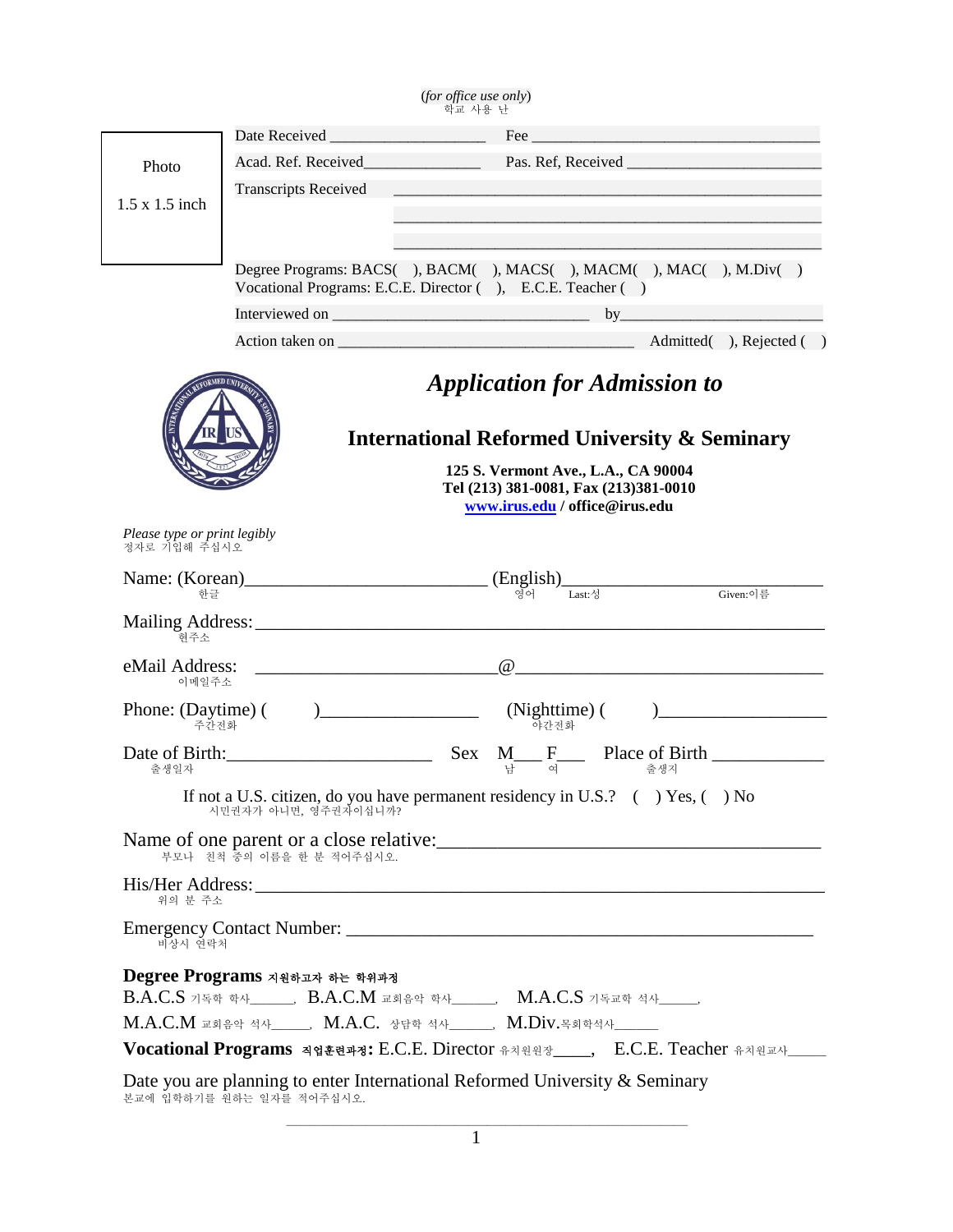(*for office use only*)
학교 사용 난

Photo

1.5 x 1.5 inch

Date Received ___________________ Fee ____________________________________

Acad. Ref. Received______________ Pas. Ref, Received ________________________

Transcripts Received ______________________________________________________

______________________________________________________

______________________________________________________

Degree Programs: BACS( ), BACM( ), MACS( ), MACM( ), MAC( ), M.Div( )
Vocational Programs: E.C.E. Director ( ), E.C.E. Teacher ( )

Interviewed on ________________________________ by_________________________

Action taken on _____________________________________ Admitted( ), Rejected ( )

# *Application for Admission to*

## International Reformed University & Seminary

**125 S. Vermont Ave., L.A., CA 90004**
**Tel (213) 381-0081, Fax (213)381-0010**
**www.irus.edu / office@irus.edu**

*Please type or print legibly*
정자로 기입해 주십시오

Name: (Korean)__________________________ (English)____________________________
한글 영어 Last:성 Given:이름

Mailing Address: _______________________________________________________________
현주소

eMail Address: ___________________________@_________________________________
이메일주소

Phone: (Daytime) ( )_________________ (Nighttime) ( )_________________
주간전화 야간전화

Date of Birth:______________________ Sex M___ F___ Place of Birth ____________
출생일자 남 여 출생지

If not a U.S. citizen, do you have permanent residency in U.S.? ( ) Yes, ( ) No
시민권자가 아니면, 영주권자이십니까?

Name of one parent or a close relative:_________________________________________
부모나 친척 중의 이름을 한 분 적어주십시오.

His/Her Address: _______________________________________________________________
위의 분 주소

Emergency Contact Number: _________________________________________________
비상시 연락처

**Degree Programs** 지원하고자 하는 학위과정
B.A.C.S 기독학 학사______, B.A.C.M 교회음악 학사______, M.A.C.S 기독교학 석사_____,
M.A.C.M 교회음악 석사_____, M.A.C. 상담학 석사______, M.Div.목회학석사______
**Vocational Programs** 직업훈련과정**:** E.C.E. Director 유치원원장____, E.C.E. Teacher 유치원교사_____

Date you are planning to enter International Reformed University & Seminary
본교에 입학하기를 원하는 일자를 적어주십시오.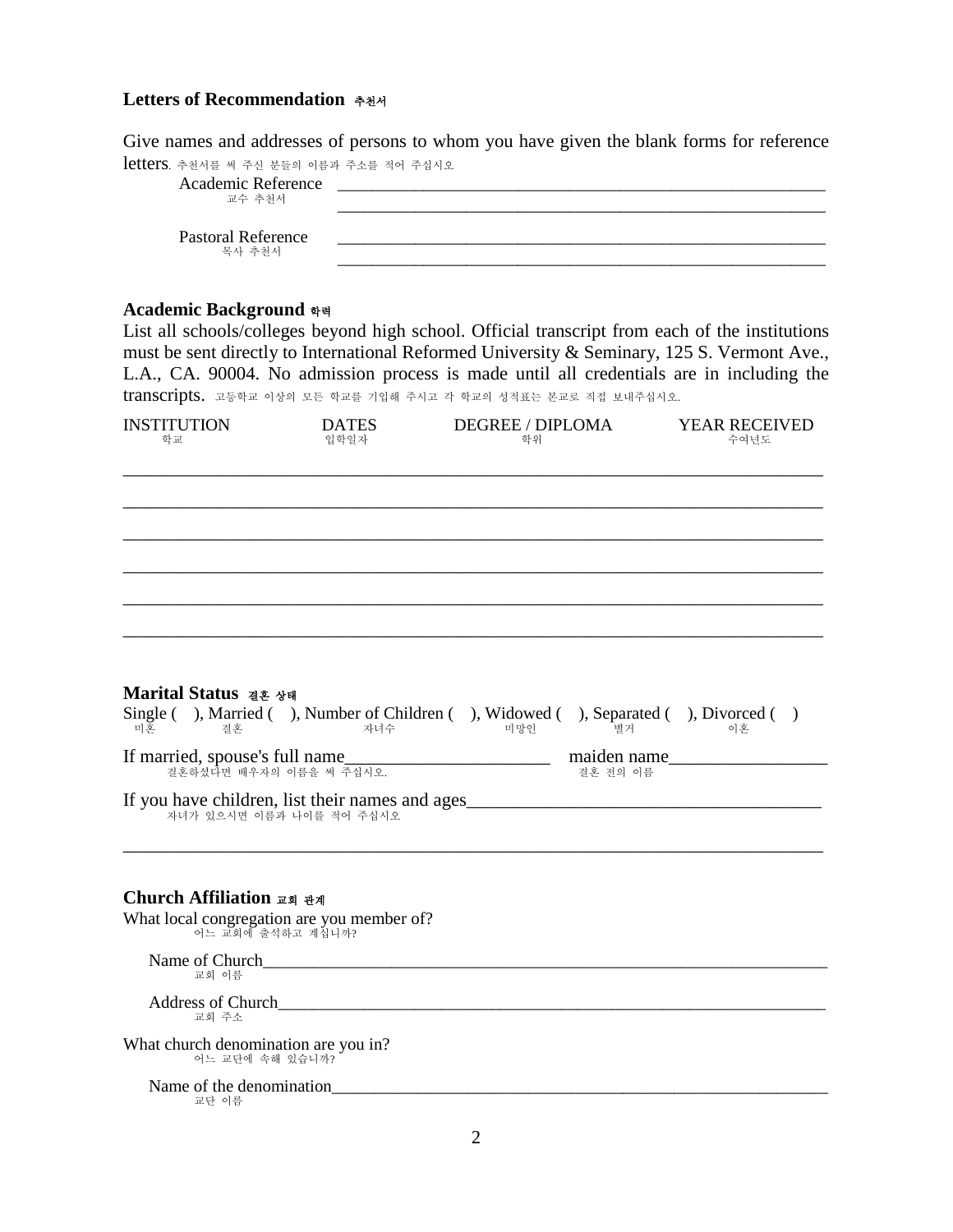### Letters of Recommendation 추천서

Give names and addresses of persons to whom you have given the blank forms for reference letters. 추천서를 써 주신 분들의 이름과 주소를 적어 주십시오

Academic Reference ____________________________________________
교수 추천서
____________________________________________

Pastoral Reference ____________________________________________
목사 추천서
____________________________________________

### Academic Background 학력

List all schools/colleges beyond high school. Official transcript from each of the institutions must be sent directly to International Reformed University & Seminary, 125 S. Vermont Ave., L.A., CA. 90004. No admission process is made until all credentials are in including the transcripts. 고등학교 이상의 모든 학교를 기입해 주시고 각 학교의 성적표는 본교로 직접 보내주십시오.

| INSTITUTION 학교 | DATES 입학일자 | DEGREE / DIPLOMA 학위 | YEAR RECEIVED 수여년도 |
|---|---|---|---|
| | | | |
| | | | |
| | | | |
| | | | |
| | | | |
| | | | |

### Marital Status 결혼 상태

Single ( ), Married ( ), Number of Children ( ), Widowed ( ), Separated ( ), Divorced ( )
미혼 결혼 자녀수 미망인 별거 이혼

If married, spouse's full name______________________ maiden name_________________
결혼하셨다면 배우자의 이름을 써 주십시오. 결혼 전의 이름

If you have children, list their names and ages________________________________________
자녀가 있으시면 이름과 나이를 적어 주십시오

________________________________________________________________________________

### Church Affiliation 교회 관계

What local congregation are you member of?
어느 교회에 출석하고 계십니까?

Name of Church_____________________________________________________________
교회 이름

Address of Church___________________________________________________________
교회 주소

What church denomination are you in?
어느 교단에 속해 있습니까?

Name of the denomination_____________________________________________________
교단 이름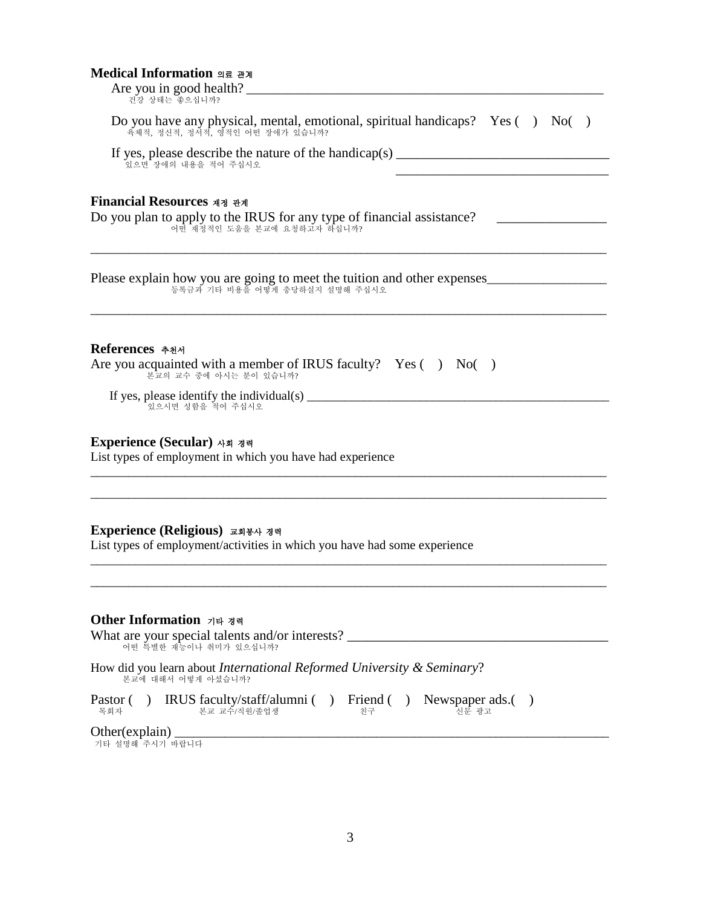### Medical Information 의료 관계

Are you in good health? ______________________________________________________
건강 상태는 좋으십니까?

Do you have any physical, mental, emotional, spiritual handicaps? Yes ( ) No( )
육체적, 정신적, 정서적, 영적인 어떤 장애가 있습니까?

If yes, please describe the nature of the handicap(s) ______________________________
있으면 장애의 내용을 적어 주십시오
______________________________

### Financial Resources 재정 관계

Do you plan to apply to the IRUS for any type of financial assistance? ________________
어떤 재정적인 도움을 본교에 요청하고자 하십니까?

________________________________________________________________________________

Please explain how you are going to meet the tuition and other expenses__________________
등록금과 기타 비용을 어떻게 충당하실지 설명해 주십시오

________________________________________________________________________________

### References 추천서

Are you acquainted with a member of IRUS faculty? Yes ( ) No( )
본교의 교수 중에 아시는 분이 있습니까?

If yes, please identify the individual(s) _______________________________________________
있으시면 성함을 적어 주십시오

### Experience (Secular) 사회 경력

List types of employment in which you have had experience

________________________________________________________________________________

________________________________________________________________________________

### Experience (Religious) 교회봉사 경력

List types of employment/activities in which you have had some experience

________________________________________________________________________________

________________________________________________________________________________

### Other Information 기타 경력

What are your special talents and/or interests? _______________________________________
어떤 특별한 재능이나 취미가 있으십니까?

How did you learn about *International Reformed University & Seminary*?
본교에 대해서 어떻게 아셨습니까?

Pastor ( ) IRUS faculty/staff/alumni ( ) Friend ( ) Newspaper ads.( )
목회자 본교 교수/직원/졸업생 친구 신문 광고

Other(explain) ___________________________________________________________________
기타 설명해 주시기 바랍니다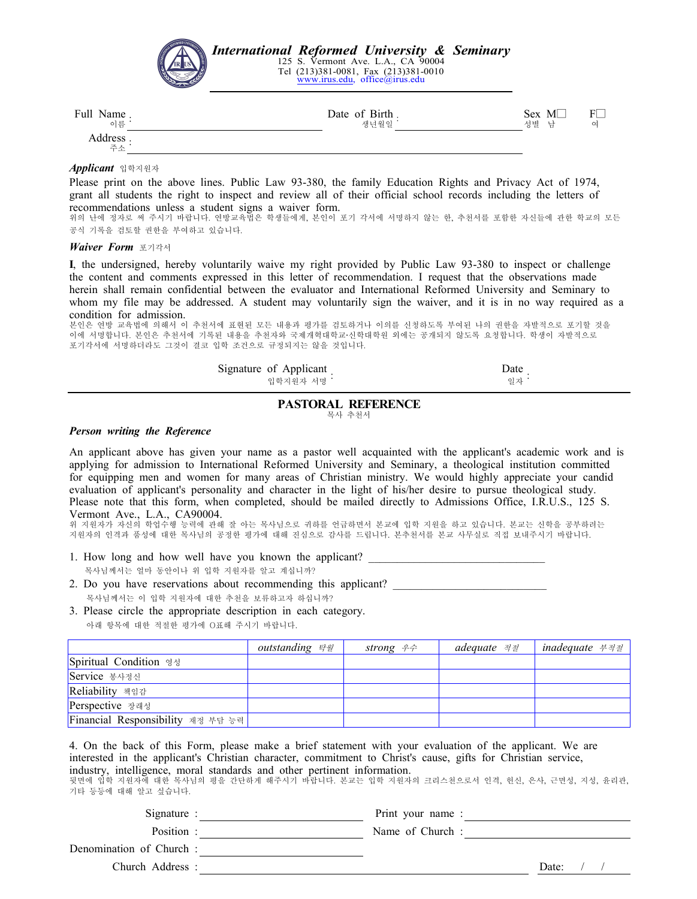# International Reformed University & Seminary

125 S. Vermont Ave. L.A., CA 90004
Tel (213)381-0081, Fax (213)381-0010
www.irus.edu, office@irus.edu

Full Name 이름 : ______________________ Date of Birth 생년월일 : ______________________ Sex 성별 M☐ 남 F☐ 여

Address 주소 : ________________________________________________

***Applicant*** 입학지원자

Please print on the above lines. Public Law 93-380, the family Education Rights and Privacy Act of 1974, grant all students the right to inspect and review all of their official school records including the letters of recommendations unless a student signs a waiver form.
위의 난에 정자로 써 주시기 바랍니다. 연방교육법은 학생들에게, 본인이 포기 각서에 서명하지 않는 한, 추천서를 포함한 자신들에 관한 학교의 모든 공식 기록을 검토할 권한을 부여하고 있습니다.

***Waiver Form*** 포기각서

**I**, the undersigned, hereby voluntarily waive my right provided by Public Law 93-380 to inspect or challenge the content and comments expressed in this letter of recommendation. I request that the observations made herein shall remain confidential between the evaluator and International Reformed University and Seminary to whom my file may be addressed. A student may voluntarily sign the waiver, and it is in no way required as a condition for admission.
본인은 연방 교육법에 의해서 이 추천서에 표현된 모든 내용과 평가를 검토하거나 이의를 신청하도록 부여된 나의 권한을 자발적으로 포기할 것을 이에 서명합니다. 본인은 추천서에 기록된 내용을 추천자와 국제개혁대학교·신학대학원 외에는 공개되지 않도록 요청합니다. 학생이 자발적으로 포기각서에 서명하더라도 그것이 결코 입학 조건으로 규정되지는 않을 것입니다.

Signature of Applicant 입학지원자 서명 : ______________ Date 일자 : ______________

---

## PASTORAL REFERENCE

목사 추천서

***Person writing the Reference***

An applicant above has given your name as a pastor well acquainted with the applicant's academic work and is applying for admission to International Reformed University and Seminary, a theological institution committed for equipping men and women for many areas of Christian ministry. We would highly appreciate your candid evaluation of applicant's personality and character in the light of his/her desire to pursue theological study. Please note that this form, when completed, should be mailed directly to Admissions Office, I.R.U.S., 125 S. Vermont Ave., L.A., CA90004.
위 지원자가 자신의 학업수행 능력에 관해 잘 아는 목사님으로 귀하를 언급하면서 본교에 입학 지원을 하고 있습니다. 본교는 신학을 공부하려는 지원자의 인격과 품성에 대한 목사님의 공정한 평가에 대해 진심으로 감사를 드립니다. 본추천서를 본교 사무실로 직접 보내주시기 바랍니다.

1. How long and how well have you known the applicant? ______________________
   목사님께서는 얼마 동안이나 위 입학 지원자를 알고 계십니까?
2. Do you have reservations about recommending this applicant? ______________________
   목사님께서는 이 입학 지원자에 대한 추천을 보류하고자 하십니까?
3. Please circle the appropriate description in each category.
   아래 항목에 대한 적절한 평가에 O표해 주시기 바랍니다.

| | *outstanding 탁월* | *strong 우수* | *adequate 적절* | *inadequate 부적절* |
|---|---|---|---|---|
| Spiritual Condition 영성 | | | | |
| Service 봉사정신 | | | | |
| Reliability 책임감 | | | | |
| Perspective 장래성 | | | | |
| Financial Responsibility 재정 부담 능력 | | | | |

4. On the back of this Form, please make a brief statement with your evaluation of the applicant. We are interested in the applicant's Christian character, commitment to Christ's cause, gifts for Christian service, industry, intelligence, moral standards and other pertinent information.
뒷면에 입학 지원자에 대한 목사님의 평을 간단하게 해주시기 바랍니다. 본교는 입학 지원자의 크리스천으로서 인격, 헌신, 은사, 근면성, 지성, 윤리관, 기타 등등에 대해 알고 싶습니다.

Signature : ______________________ Print your name : ______________________

Position : ______________________ Name of Church : ______________________

Denomination of Church : ______________________

Church Address : ________________________________________ Date: / /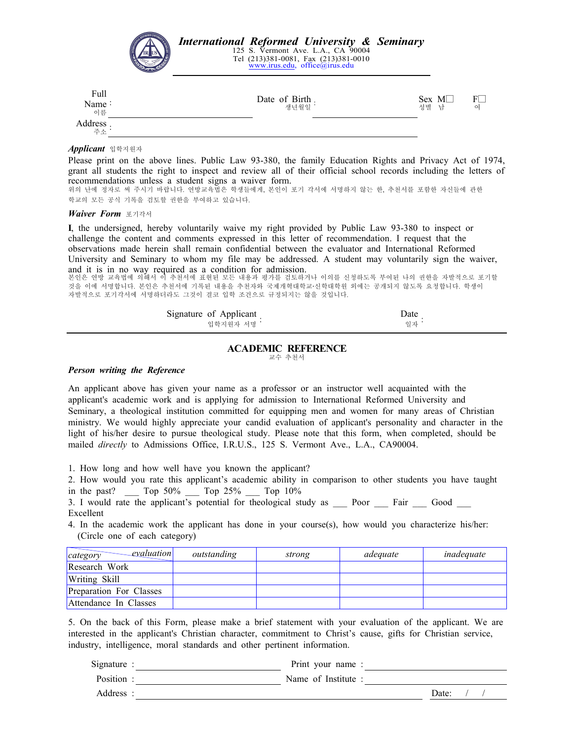# International Reformed University & Seminary

125 S. Vermont Ave. L.A., CA 90004
Tel (213)381-0081, Fax (213)381-0010
www.irus.edu, office@irus.edu

Full Name 이름 : ______________________ Date of Birth 생년월일 : ______________________ Sex 성별 M☐ 남 F☐ 여

Address 주소 : ______________________________________________

***Applicant*** 입학지원자

Please print on the above lines. Public Law 93-380, the family Education Rights and Privacy Act of 1974, grant all students the right to inspect and review all of their official school records including the letters of recommendations unless a student signs a waiver form.
위의 난에 정자로 써 주시기 바랍니다. 연방교육법은 학생들에게, 본인이 포기 각서에 서명하지 않는 한, 추천서를 포함한 자신들에 관한 학교의 모든 공식 기록을 검토할 권한을 부여하고 있습니다.

***Waiver Form*** 포기각서

**I**, the undersigned, hereby voluntarily waive my right provided by Public Law 93-380 to inspect or challenge the content and comments expressed in this letter of recommendation. I request that the observations made herein shall remain confidential between the evaluator and International Reformed University and Seminary to whom my file may be addressed. A student may voluntarily sign the waiver, and it is in no way required as a condition for admission.
본인은 연방 교육법에 의해서 이 추천서에 표현된 모든 내용과 평가를 검토하거나 이의를 신청하도록 부여된 나의 권한을 자발적으로 포기할 것을 이에 서명합니다. 본인은 추천서에 기록된 내용을 추천자와 국제개혁대학교·신학대학원 외에는 공개되지 않도록 요청합니다. 학생이 자발적으로 포기각서에 서명하더라도 그것이 결코 입학 조건으로 규정되지는 않을 것입니다.

Signature of Applicant 입학지원자 서명 : ______________________ Date 일자 : ______________________

## ACADEMIC REFERENCE

교수 추천서

***Person writing the Reference***

An applicant above has given your name as a professor or an instructor well acquainted with the applicant's academic work and is applying for admission to International Reformed University and Seminary, a theological institution committed for equipping men and women for many areas of Christian ministry. We would highly appreciate your candid evaluation of applicant's personality and character in the light of his/her desire to pursue theological study. Please note that this form, when completed, should be mailed *directly* to Admissions Office, I.R.U.S., 125 S. Vermont Ave., L.A., CA90004.

1. How long and how well have you known the applicant?
2. How would you rate this applicant's academic ability in comparison to other students you have taught in the past? ___ Top 50% ___ Top 25% ___ Top 10%
3. I would rate the applicant's potential for theological study as ___ Poor ___ Fair ___ Good ___ Excellent
4. In the academic work the applicant has done in your course(s), how would you characterize his/her: (Circle one of each category)

| *category* / *evaluation* | *outstanding* | *strong* | *adequate* | *inadequate* |
|---|---|---|---|---|
| Research Work | | | | |
| Writing Skill | | | | |
| Preparation For Classes | | | | |
| Attendance In Classes | | | | |

5. On the back of this Form, please make a brief statement with your evaluation of the applicant. We are interested in the applicant's Christian character, commitment to Christ's cause, gifts for Christian service, industry, intelligence, moral standards and other pertinent information.

Signature : ______________________ Print your name : ______________________

Position : ______________________ Name of Institute : ______________________

Address : ______________________________________________ Date: / /